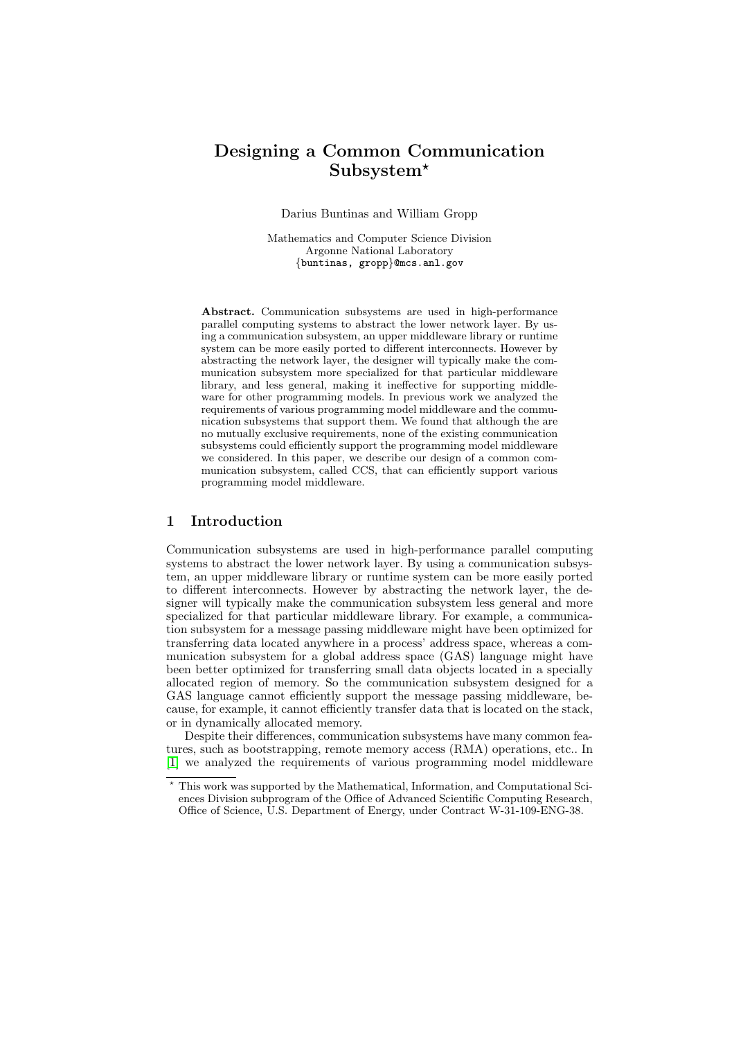# Designing a Common Communication Subsystem*

Darius Buntinas and William Gropp

Mathematics and Computer Science Division
Argonne National Laboratory
{buntinas, gropp}@mcs.anl.gov

**Abstract.** Communication subsystems are used in high-performance parallel computing systems to abstract the lower network layer. By using a communication subsystem, an upper middleware library or runtime system can be more easily ported to different interconnects. However by abstracting the network layer, the designer will typically make the communication subsystem more specialized for that particular middleware library, and less general, making it ineffective for supporting middleware for other programming models. In previous work we analyzed the requirements of various programming model middleware and the communication subsystems that support them. We found that although the are no mutually exclusive requirements, none of the existing communication subsystems could efficiently support the programming model middleware we considered. In this paper, we describe our design of a common communication subsystem, called CCS, that can efficiently support various programming model middleware.

## 1 Introduction

Communication subsystems are used in high-performance parallel computing systems to abstract the lower network layer. By using a communication subsystem, an upper middleware library or runtime system can be more easily ported to different interconnects. However by abstracting the network layer, the designer will typically make the communication subsystem less general and more specialized for that particular middleware library. For example, a communication subsystem for a message passing middleware might have been optimized for transferring data located anywhere in a process' address space, whereas a communication subsystem for a global address space (GAS) language might have been better optimized for transferring small data objects located in a specially allocated region of memory. So the communication subsystem designed for a GAS language cannot efficiently support the message passing middleware, because, for example, it cannot efficiently transfer data that is located on the stack, or in dynamically allocated memory.

Despite their differences, communication subsystems have many common features, such as bootstrapping, remote memory access (RMA) operations, etc.. In [1] we analyzed the requirements of various programming model middleware

* This work was supported by the Mathematical, Information, and Computational Sciences Division subprogram of the Office of Advanced Scientific Computing Research, Office of Science, U.S. Department of Energy, under Contract W-31-109-ENG-38.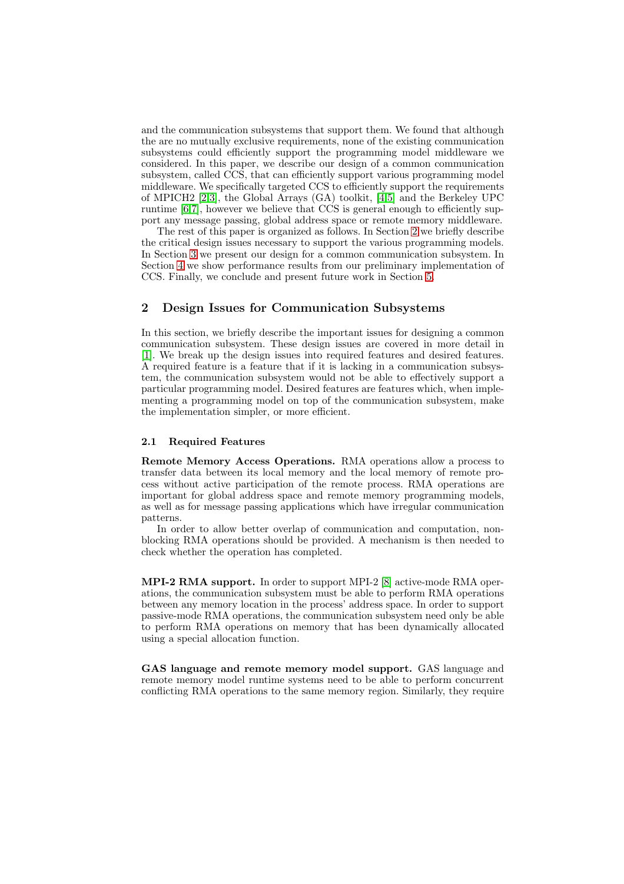and the communication subsystems that support them. We found that although the are no mutually exclusive requirements, none of the existing communication subsystems could efficiently support the programming model middleware we considered. In this paper, we describe our design of a common communication subsystem, called CCS, that can efficiently support various programming model middleware. We specifically targeted CCS to efficiently support the requirements of MPICH2 [2,3], the Global Arrays (GA) toolkit, [4,5] and the Berkeley UPC runtime [6,7], however we believe that CCS is general enough to efficiently support any message passing, global address space or remote memory middleware.

The rest of this paper is organized as follows. In Section 2 we briefly describe the critical design issues necessary to support the various programming models. In Section 3 we present our design for a common communication subsystem. In Section 4 we show performance results from our preliminary implementation of CCS. Finally, we conclude and present future work in Section 5.

## 2 Design Issues for Communication Subsystems

In this section, we briefly describe the important issues for designing a common communication subsystem. These design issues are covered in more detail in [1]. We break up the design issues into required features and desired features. A required feature is a feature that if it is lacking in a communication subsystem, the communication subsystem would not be able to effectively support a particular programming model. Desired features are features which, when implementing a programming model on top of the communication subsystem, make the implementation simpler, or more efficient.

### 2.1 Required Features

**Remote Memory Access Operations.** RMA operations allow a process to transfer data between its local memory and the local memory of remote process without active participation of the remote process. RMA operations are important for global address space and remote memory programming models, as well as for message passing applications which have irregular communication patterns.

In order to allow better overlap of communication and computation, non-blocking RMA operations should be provided. A mechanism is then needed to check whether the operation has completed.

**MPI-2 RMA support.** In order to support MPI-2 [8] active-mode RMA operations, the communication subsystem must be able to perform RMA operations between any memory location in the process' address space. In order to support passive-mode RMA operations, the communication subsystem need only be able to perform RMA operations on memory that has been dynamically allocated using a special allocation function.

**GAS language and remote memory model support.** GAS language and remote memory model runtime systems need to be able to perform concurrent conflicting RMA operations to the same memory region. Similarly, they require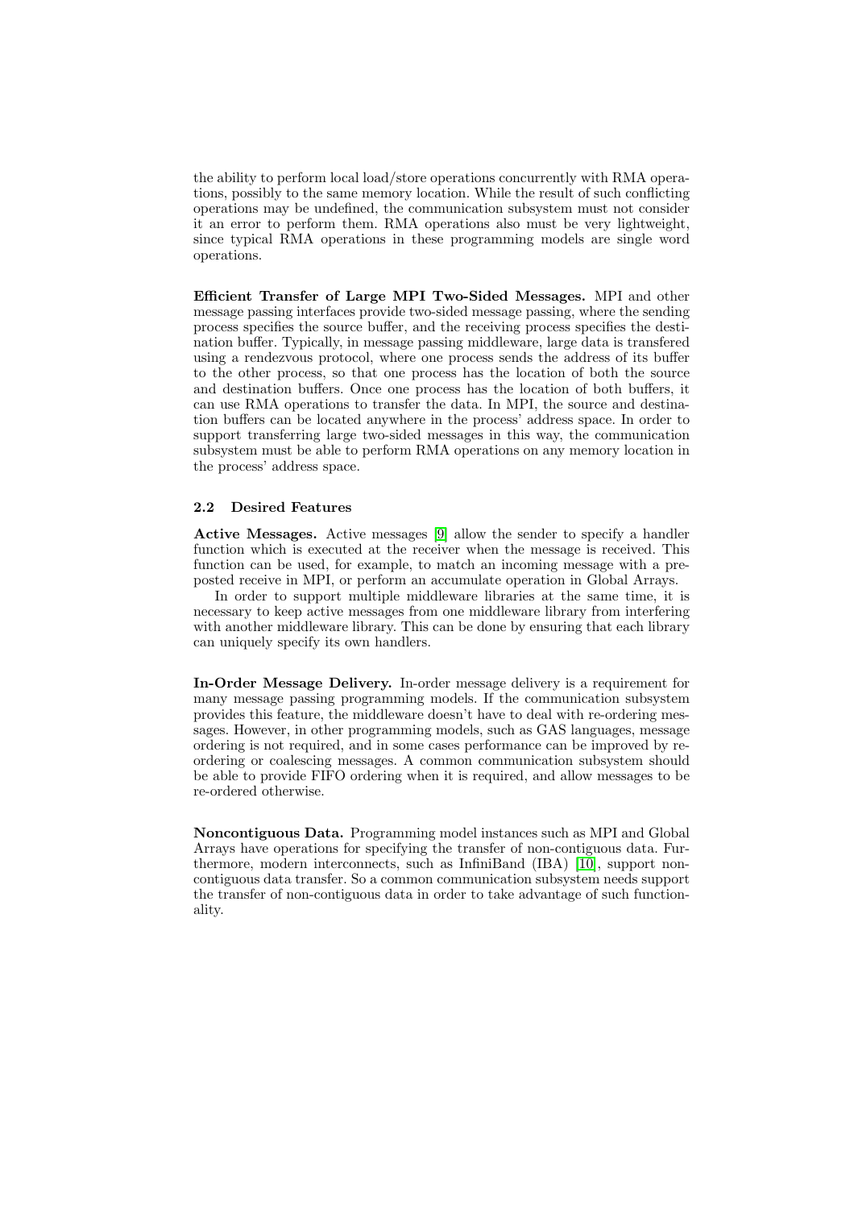the ability to perform local load/store operations concurrently with RMA operations, possibly to the same memory location. While the result of such conflicting operations may be undefined, the communication subsystem must not consider it an error to perform them. RMA operations also must be very lightweight, since typical RMA operations in these programming models are single word operations.

**Efficient Transfer of Large MPI Two-Sided Messages.** MPI and other message passing interfaces provide two-sided message passing, where the sending process specifies the source buffer, and the receiving process specifies the destination buffer. Typically, in message passing middleware, large data is transfered using a rendezvous protocol, where one process sends the address of its buffer to the other process, so that one process has the location of both the source and destination buffers. Once one process has the location of both buffers, it can use RMA operations to transfer the data. In MPI, the source and destination buffers can be located anywhere in the process' address space. In order to support transferring large two-sided messages in this way, the communication subsystem must be able to perform RMA operations on any memory location in the process' address space.

### 2.2 Desired Features

**Active Messages.** Active messages [9] allow the sender to specify a handler function which is executed at the receiver when the message is received. This function can be used, for example, to match an incoming message with a preposted receive in MPI, or perform an accumulate operation in Global Arrays.

In order to support multiple middleware libraries at the same time, it is necessary to keep active messages from one middleware library from interfering with another middleware library. This can be done by ensuring that each library can uniquely specify its own handlers.

**In-Order Message Delivery.** In-order message delivery is a requirement for many message passing programming models. If the communication subsystem provides this feature, the middleware doesn't have to deal with re-ordering messages. However, in other programming models, such as GAS languages, message ordering is not required, and in some cases performance can be improved by reordering or coalescing messages. A common communication subsystem should be able to provide FIFO ordering when it is required, and allow messages to be re-ordered otherwise.

**Noncontiguous Data.** Programming model instances such as MPI and Global Arrays have operations for specifying the transfer of non-contiguous data. Furthermore, modern interconnects, such as InfiniBand (IBA) [10], support noncontiguous data transfer. So a common communication subsystem needs support the transfer of non-contiguous data in order to take advantage of such functionality.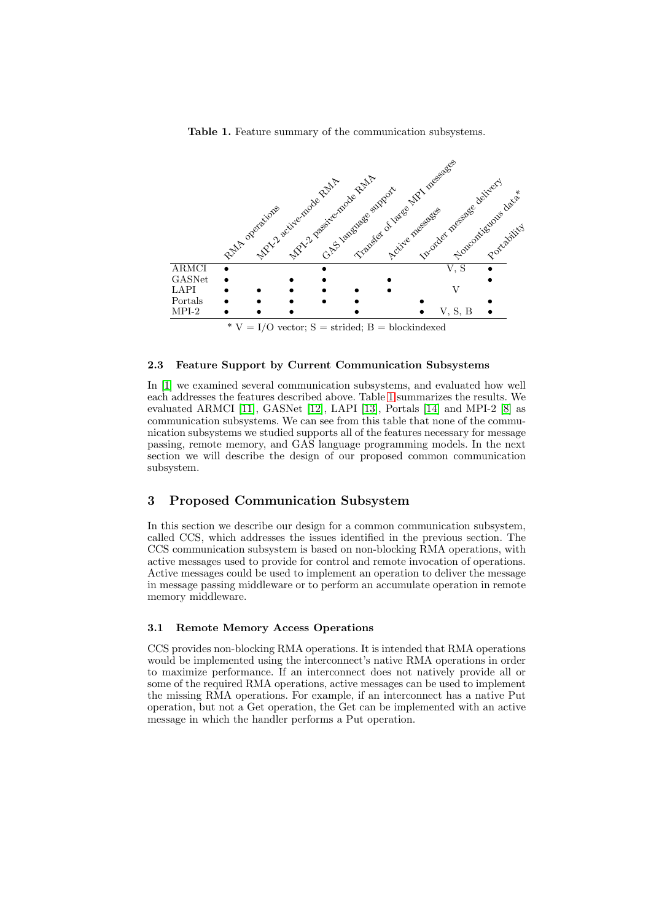**Table 1.** Feature summary of the communication subsystems.

| | RMA operations | MPI-2 active-mode RMA | MPI-2 passive-mode RMA | GAS language support | Transfer of large MPI messages | Active messages | In-order message delivery | Noncontiguous data* | Portability |
|---|---|---|---|---|---|---|---|---|---|
| ARMCI | • | | | • | | | | V, S | • |
| GASNet | • | | • | • | | • | | | • |
| LAPI | • | • | • | • | • | • | | V | |
| Portals | • | • | • | • | • | | • | | • |
| MPI-2 | • | • | • | | • | | • | V, S, B | • |

* V = I/O vector; S = strided; B = blockindexed

### 2.3 Feature Support by Current Communication Subsystems

In [1] we examined several communication subsystems, and evaluated how well each addresses the features described above. Table 1 summarizes the results. We evaluated ARMCI [11], GASNet [12], LAPI [13], Portals [14] and MPI-2 [8] as communication subsystems. We can see from this table that none of the communication subsystems we studied supports all of the features necessary for message passing, remote memory, and GAS language programming models. In the next section we will describe the design of our proposed common communication subsystem.

## 3 Proposed Communication Subsystem

In this section we describe our design for a common communication subsystem, called CCS, which addresses the issues identified in the previous section. The CCS communication subsystem is based on non-blocking RMA operations, with active messages used to provide for control and remote invocation of operations. Active messages could be used to implement an operation to deliver the message in message passing middleware or to perform an accumulate operation in remote memory middleware.

### 3.1 Remote Memory Access Operations

CCS provides non-blocking RMA operations. It is intended that RMA operations would be implemented using the interconnect's native RMA operations in order to maximize performance. If an interconnect does not natively provide all or some of the required RMA operations, active messages can be used to implement the missing RMA operations. For example, if an interconnect has a native Put operation, but not a Get operation, the Get can be implemented with an active message in which the handler performs a Put operation.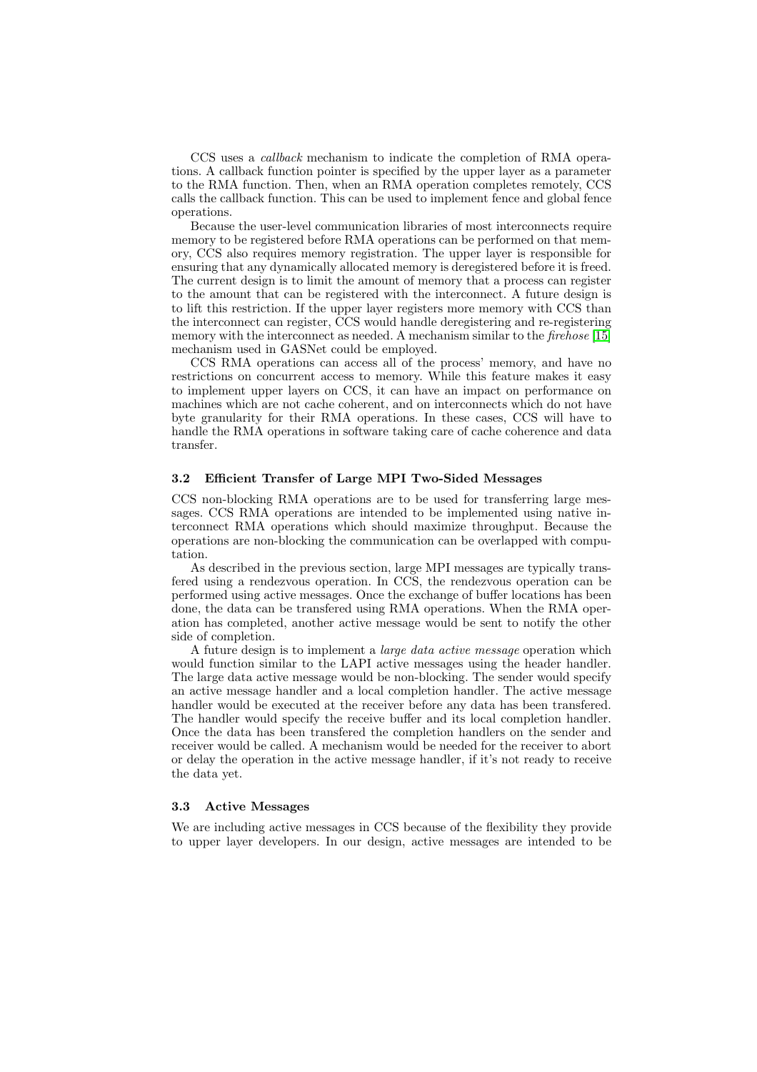CCS uses a *callback* mechanism to indicate the completion of RMA operations. A callback function pointer is specified by the upper layer as a parameter to the RMA function. Then, when an RMA operation completes remotely, CCS calls the callback function. This can be used to implement fence and global fence operations.

Because the user-level communication libraries of most interconnects require memory to be registered before RMA operations can be performed on that memory, CCS also requires memory registration. The upper layer is responsible for ensuring that any dynamically allocated memory is deregistered before it is freed. The current design is to limit the amount of memory that a process can register to the amount that can be registered with the interconnect. A future design is to lift this restriction. If the upper layer registers more memory with CCS than the interconnect can register, CCS would handle deregistering and re-registering memory with the interconnect as needed. A mechanism similar to the *firehose* [15] mechanism used in GASNet could be employed.

CCS RMA operations can access all of the process' memory, and have no restrictions on concurrent access to memory. While this feature makes it easy to implement upper layers on CCS, it can have an impact on performance on machines which are not cache coherent, and on interconnects which do not have byte granularity for their RMA operations. In these cases, CCS will have to handle the RMA operations in software taking care of cache coherence and data transfer.

### 3.2 Efficient Transfer of Large MPI Two-Sided Messages

CCS non-blocking RMA operations are to be used for transferring large messages. CCS RMA operations are intended to be implemented using native interconnect RMA operations which should maximize throughput. Because the operations are non-blocking the communication can be overlapped with computation.

As described in the previous section, large MPI messages are typically transfered using a rendezvous operation. In CCS, the rendezvous operation can be performed using active messages. Once the exchange of buffer locations has been done, the data can be transfered using RMA operations. When the RMA operation has completed, another active message would be sent to notify the other side of completion.

A future design is to implement a *large data active message* operation which would function similar to the LAPI active messages using the header handler. The large data active message would be non-blocking. The sender would specify an active message handler and a local completion handler. The active message handler would be executed at the receiver before any data has been transfered. The handler would specify the receive buffer and its local completion handler. Once the data has been transfered the completion handlers on the sender and receiver would be called. A mechanism would be needed for the receiver to abort or delay the operation in the active message handler, if it's not ready to receive the data yet.

### 3.3 Active Messages

We are including active messages in CCS because of the flexibility they provide to upper layer developers. In our design, active messages are intended to be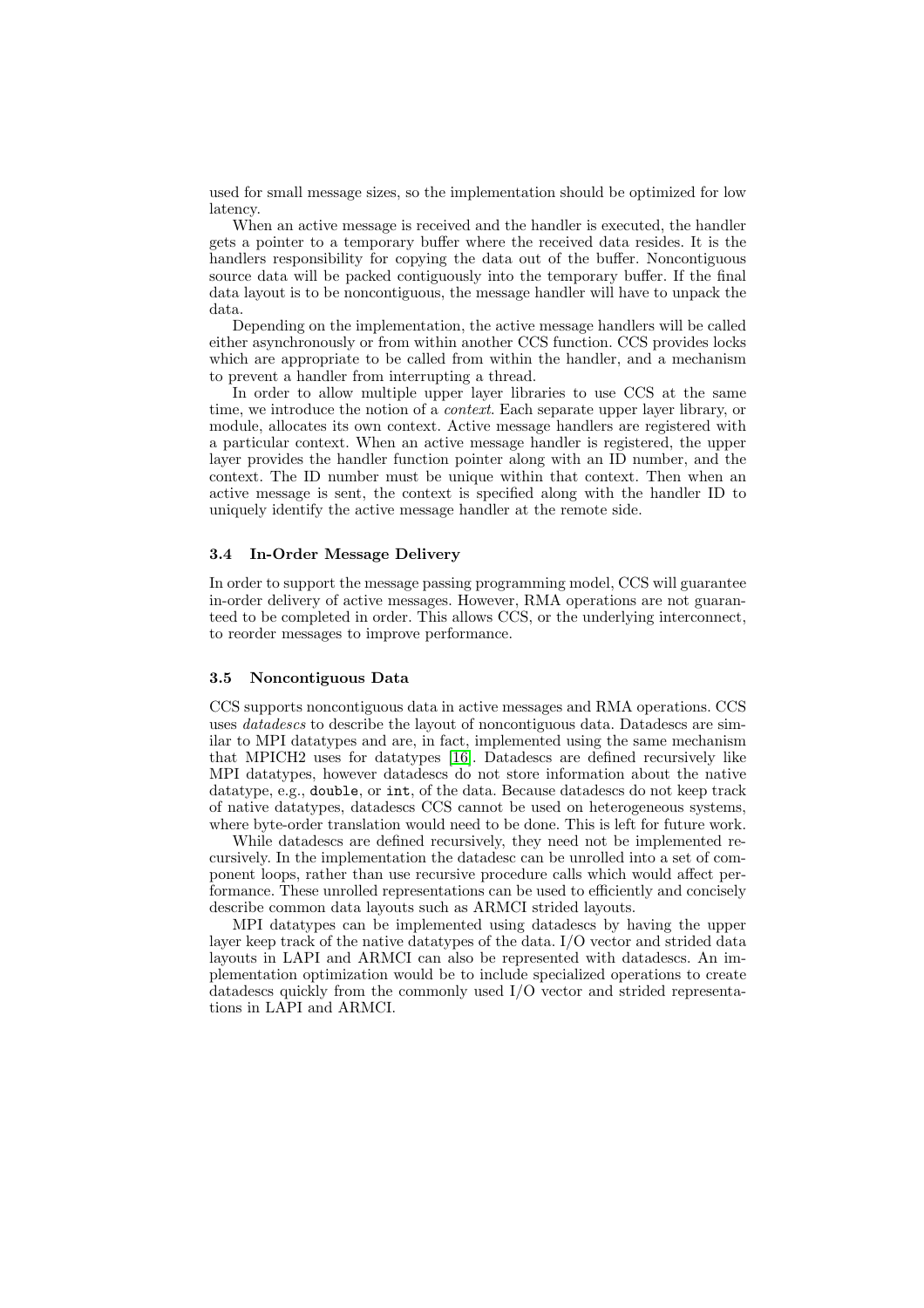used for small message sizes, so the implementation should be optimized for low latency.

When an active message is received and the handler is executed, the handler gets a pointer to a temporary buffer where the received data resides. It is the handlers responsibility for copying the data out of the buffer. Noncontiguous source data will be packed contiguously into the temporary buffer. If the final data layout is to be noncontiguous, the message handler will have to unpack the data.

Depending on the implementation, the active message handlers will be called either asynchronously or from within another CCS function. CCS provides locks which are appropriate to be called from within the handler, and a mechanism to prevent a handler from interrupting a thread.

In order to allow multiple upper layer libraries to use CCS at the same time, we introduce the notion of a *context*. Each separate upper layer library, or module, allocates its own context. Active message handlers are registered with a particular context. When an active message handler is registered, the upper layer provides the handler function pointer along with an ID number, and the context. The ID number must be unique within that context. Then when an active message is sent, the context is specified along with the handler ID to uniquely identify the active message handler at the remote side.

### 3.4 In-Order Message Delivery

In order to support the message passing programming model, CCS will guarantee in-order delivery of active messages. However, RMA operations are not guaranteed to be completed in order. This allows CCS, or the underlying interconnect, to reorder messages to improve performance.

### 3.5 Noncontiguous Data

CCS supports noncontiguous data in active messages and RMA operations. CCS uses *datadescs* to describe the layout of noncontiguous data. Datadescs are similar to MPI datatypes and are, in fact, implemented using the same mechanism that MPICH2 uses for datatypes [16]. Datadescs are defined recursively like MPI datatypes, however datadescs do not store information about the native datatype, e.g., `double`, or `int`, of the data. Because datadescs do not keep track of native datatypes, datadescs CCS cannot be used on heterogeneous systems, where byte-order translation would need to be done. This is left for future work.

While datadescs are defined recursively, they need not be implemented recursively. In the implementation the datadesc can be unrolled into a set of component loops, rather than use recursive procedure calls which would affect performance. These unrolled representations can be used to efficiently and concisely describe common data layouts such as ARMCI strided layouts.

MPI datatypes can be implemented using datadescs by having the upper layer keep track of the native datatypes of the data. I/O vector and strided data layouts in LAPI and ARMCI can also be represented with datadescs. An implementation optimization would be to include specialized operations to create datadescs quickly from the commonly used I/O vector and strided representations in LAPI and ARMCI.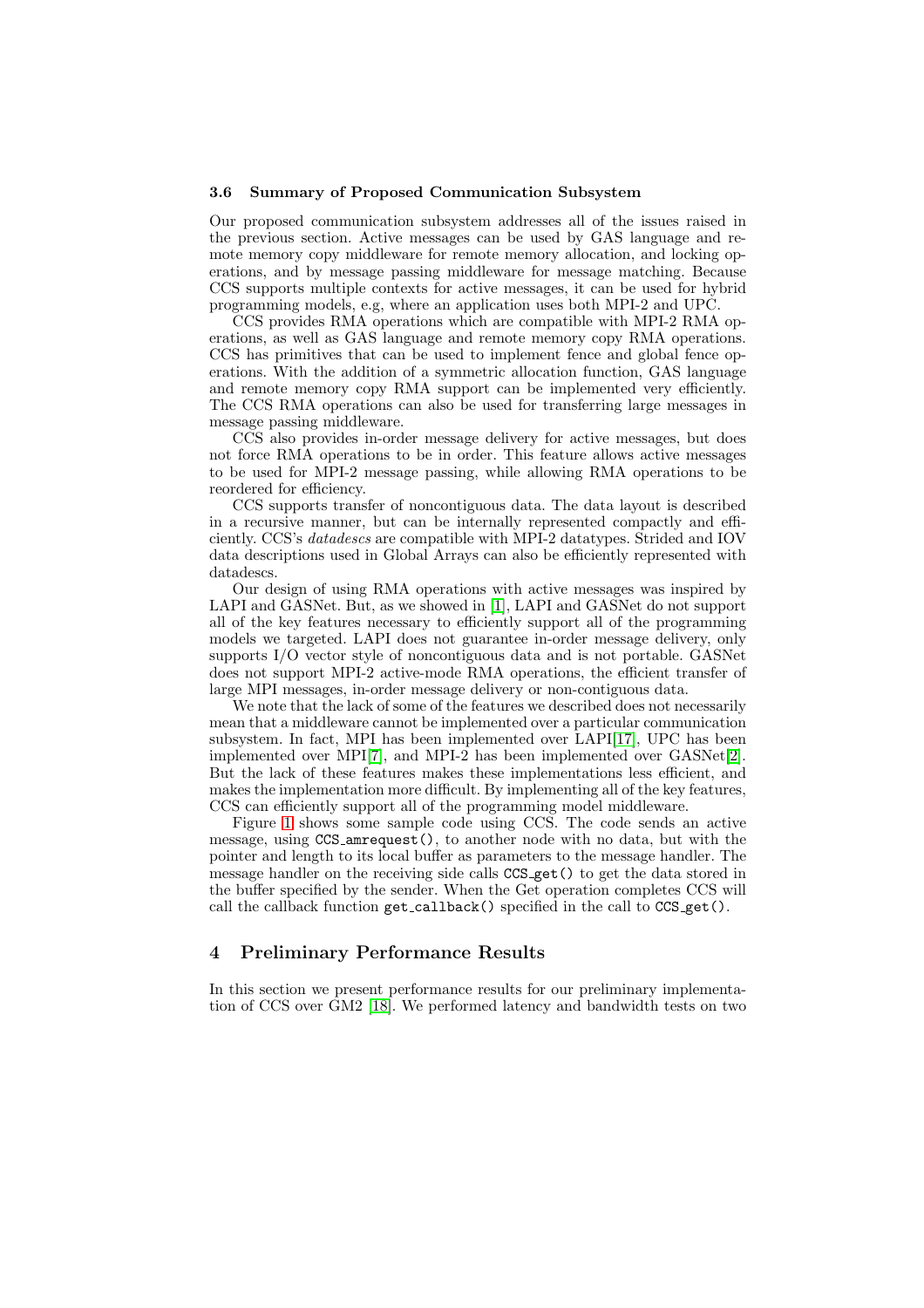### 3.6 Summary of Proposed Communication Subsystem

Our proposed communication subsystem addresses all of the issues raised in the previous section. Active messages can be used by GAS language and remote memory copy middleware for remote memory allocation, and locking operations, and by message passing middleware for message matching. Because CCS supports multiple contexts for active messages, it can be used for hybrid programming models, e.g, where an application uses both MPI-2 and UPC.

CCS provides RMA operations which are compatible with MPI-2 RMA operations, as well as GAS language and remote memory copy RMA operations. CCS has primitives that can be used to implement fence and global fence operations. With the addition of a symmetric allocation function, GAS language and remote memory copy RMA support can be implemented very efficiently. The CCS RMA operations can also be used for transferring large messages in message passing middleware.

CCS also provides in-order message delivery for active messages, but does not force RMA operations to be in order. This feature allows active messages to be used for MPI-2 message passing, while allowing RMA operations to be reordered for efficiency.

CCS supports transfer of noncontiguous data. The data layout is described in a recursive manner, but can be internally represented compactly and efficiently. CCS's *datadescs* are compatible with MPI-2 datatypes. Strided and IOV data descriptions used in Global Arrays can also be efficiently represented with datadescs.

Our design of using RMA operations with active messages was inspired by LAPI and GASNet. But, as we showed in [1], LAPI and GASNet do not support all of the key features necessary to efficiently support all of the programming models we targeted. LAPI does not guarantee in-order message delivery, only supports I/O vector style of noncontiguous data and is not portable. GASNet does not support MPI-2 active-mode RMA operations, the efficient transfer of large MPI messages, in-order message delivery or non-contiguous data.

We note that the lack of some of the features we described does not necessarily mean that a middleware cannot be implemented over a particular communication subsystem. In fact, MPI has been implemented over LAPI[17], UPC has been implemented over MPI[7], and MPI-2 has been implemented over GASNet[2]. But the lack of these features makes these implementations less efficient, and makes the implementation more difficult. By implementing all of the key features, CCS can efficiently support all of the programming model middleware.

Figure 1 shows some sample code using CCS. The code sends an active message, using `CCS_amrequest()`, to another node with no data, but with the pointer and length to its local buffer as parameters to the message handler. The message handler on the receiving side calls `CCS_get()` to get the data stored in the buffer specified by the sender. When the Get operation completes CCS will call the callback function `get_callback()` specified in the call to `CCS_get()`.

## 4 Preliminary Performance Results

In this section we present performance results for our preliminary implementation of CCS over GM2 [18]. We performed latency and bandwidth tests on two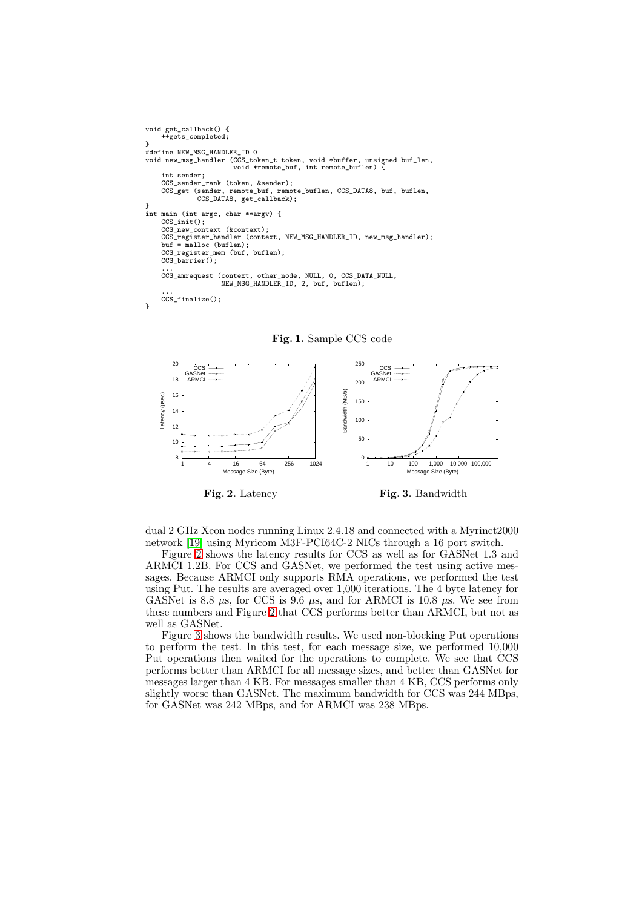```
void get_callback() {
    ++gets_completed;
}
#define NEW_MSG_HANDLER_ID 0
void new_msg_handler (CCS_token_t token, void *buffer, unsigned buf_len,
                      void *remote_buf, int remote_buflen) {
    int sender;
    CCS_sender_rank (token, &sender);
    CCS_get (sender, remote_buf, remote_buflen, CCS_DATA8, buf, buflen,
             CCS_DATA8, get_callback);
}
int main (int argc, char **argv) {
    CCS_init();
    CCS_new_context (&context);
    CCS_register_handler (context, NEW_MSG_HANDLER_ID, new_msg_handler);
    buf = malloc (buflen);
    CCS_register_mem (buf, buflen);
    CCS_barrier();
    ...
    CCS_amrequest (context, other_node, NULL, 0, CCS_DATA_NULL,
                   NEW_MSG_HANDLER_ID, 2, buf, buflen);
    ...
    CCS_finalize();
}
```

**Fig. 1.** Sample CCS code

**Fig. 2.** Latency

**Fig. 3.** Bandwidth

dual 2 GHz Xeon nodes running Linux 2.4.18 and connected with a Myrinet2000 network [19] using Myricom M3F-PCI64C-2 NICs through a 16 port switch.

Figure 2 shows the latency results for CCS as well as for GASNet 1.3 and ARMCI 1.2B. For CCS and GASNet, we performed the test using active messages. Because ARMCI only supports RMA operations, we performed the test using Put. The results are averaged over 1,000 iterations. The 4 byte latency for GASNet is 8.8 $\mu$s, for CCS is 9.6 $\mu$s, and for ARMCI is 10.8 $\mu$s. We see from these numbers and Figure 2 that CCS performs better than ARMCI, but not as well as GASNet.

Figure 3 shows the bandwidth results. We used non-blocking Put operations to perform the test. In this test, for each message size, we performed 10,000 Put operations then waited for the operations to complete. We see that CCS performs better than ARMCI for all message sizes, and better than GASNet for messages larger than 4 KB. For messages smaller than 4 KB, CCS performs only slightly worse than GASNet. The maximum bandwidth for CCS was 244 MBps, for GASNet was 242 MBps, and for ARMCI was 238 MBps.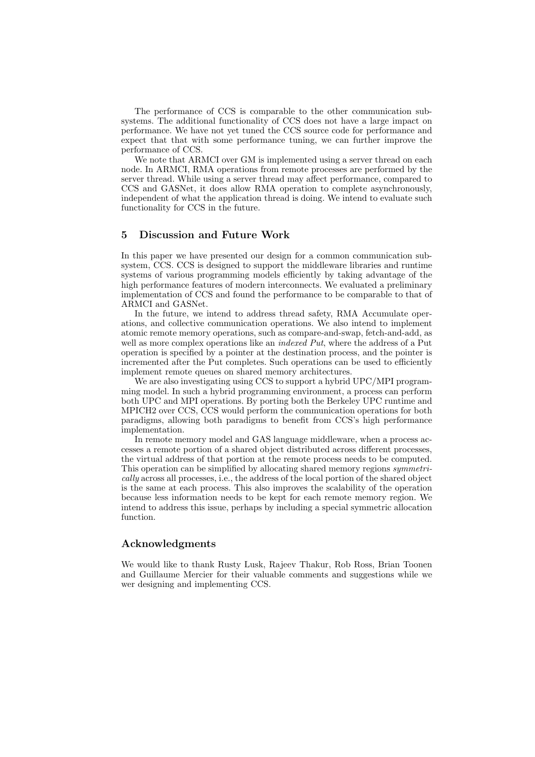The performance of CCS is comparable to the other communication subsystems. The additional functionality of CCS does not have a large impact on performance. We have not yet tuned the CCS source code for performance and expect that that with some performance tuning, we can further improve the performance of CCS.

We note that ARMCI over GM is implemented using a server thread on each node. In ARMCI, RMA operations from remote processes are performed by the server thread. While using a server thread may affect performance, compared to CCS and GASNet, it does allow RMA operation to complete asynchronously, independent of what the application thread is doing. We intend to evaluate such functionality for CCS in the future.

## 5 Discussion and Future Work

In this paper we have presented our design for a common communication subsystem, CCS. CCS is designed to support the middleware libraries and runtime systems of various programming models efficiently by taking advantage of the high performance features of modern interconnects. We evaluated a preliminary implementation of CCS and found the performance to be comparable to that of ARMCI and GASNet.

In the future, we intend to address thread safety, RMA Accumulate operations, and collective communication operations. We also intend to implement atomic remote memory operations, such as compare-and-swap, fetch-and-add, as well as more complex operations like an *indexed Put*, where the address of a Put operation is specified by a pointer at the destination process, and the pointer is incremented after the Put completes. Such operations can be used to efficiently implement remote queues on shared memory architectures.

We are also investigating using CCS to support a hybrid UPC/MPI programming model. In such a hybrid programming environment, a process can perform both UPC and MPI operations. By porting both the Berkeley UPC runtime and MPICH2 over CCS, CCS would perform the communication operations for both paradigms, allowing both paradigms to benefit from CCS's high performance implementation.

In remote memory model and GAS language middleware, when a process accesses a remote portion of a shared object distributed across different processes, the virtual address of that portion at the remote process needs to be computed. This operation can be simplified by allocating shared memory regions *symmetrically* across all processes, i.e., the address of the local portion of the shared object is the same at each process. This also improves the scalability of the operation because less information needs to be kept for each remote memory region. We intend to address this issue, perhaps by including a special symmetric allocation function.

## Acknowledgments

We would like to thank Rusty Lusk, Rajeev Thakur, Rob Ross, Brian Toonen and Guillaume Mercier for their valuable comments and suggestions while we wer designing and implementing CCS.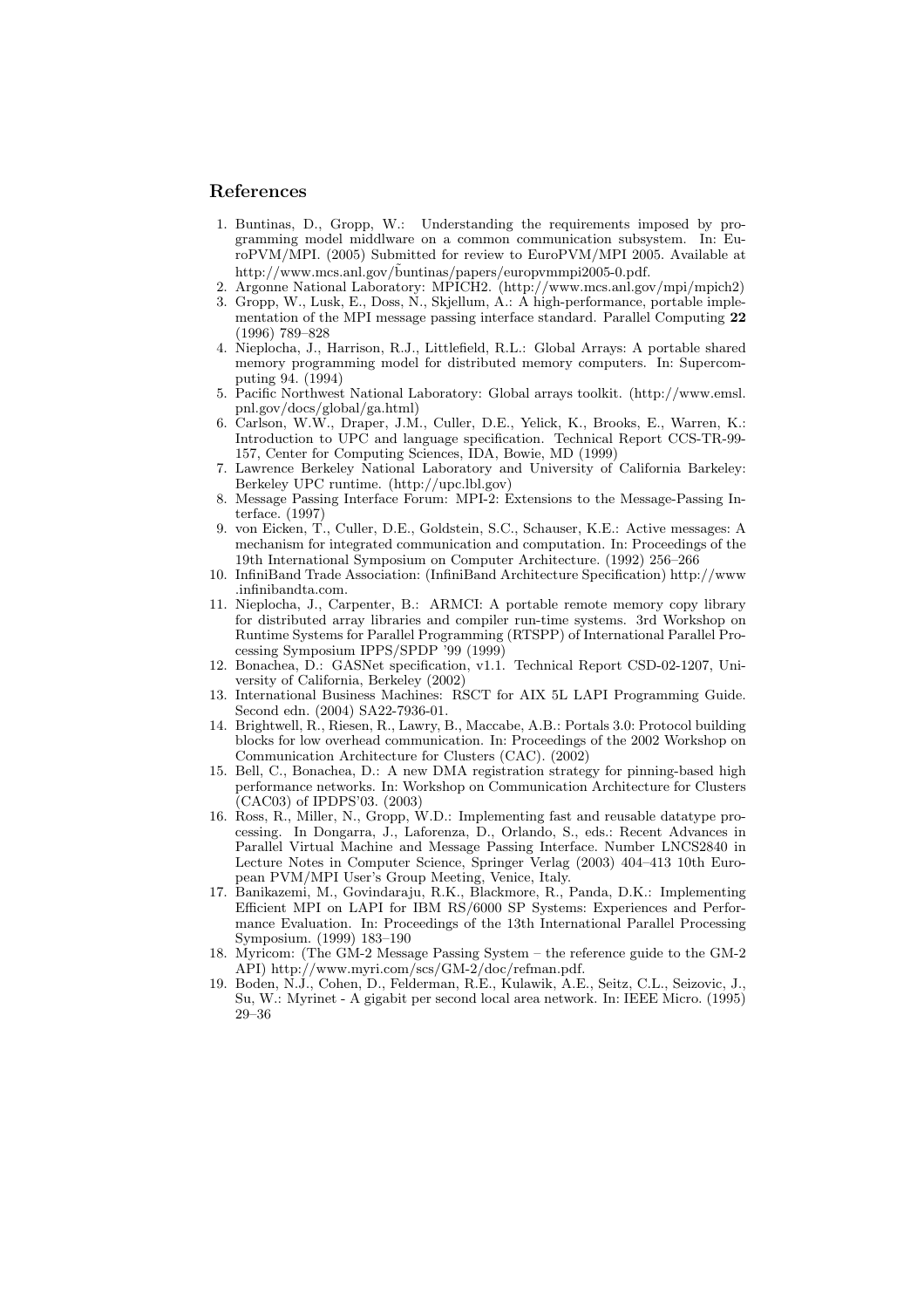# References

1. Buntinas, D., Gropp, W.: Understanding the requirements imposed by programming model middlware on a common communication subsystem. In: EuroPVM/MPI. (2005) Submitted for review to EuroPVM/MPI 2005. Available at http://www.mcs.anl.gov/~buntinas/papers/europvmmpi2005-0.pdf.
2. Argonne National Laboratory: MPICH2. (http://www.mcs.anl.gov/mpi/mpich2)
3. Gropp, W., Lusk, E., Doss, N., Skjellum, A.: A high-performance, portable implementation of the MPI message passing interface standard. Parallel Computing **22** (1996) 789–828
4. Nieplocha, J., Harrison, R.J., Littlefield, R.L.: Global Arrays: A portable shared memory programming model for distributed memory computers. In: Supercomputing 94. (1994)
5. Pacific Northwest National Laboratory: Global arrays toolkit. (http://www.emsl.pnl.gov/docs/global/ga.html)
6. Carlson, W.W., Draper, J.M., Culler, D.E., Yelick, K., Brooks, E., Warren, K.: Introduction to UPC and language specification. Technical Report CCS-TR-99-157, Center for Computing Sciences, IDA, Bowie, MD (1999)
7. Lawrence Berkeley National Laboratory and University of California Barkeley: Berkeley UPC runtime. (http://upc.lbl.gov)
8. Message Passing Interface Forum: MPI-2: Extensions to the Message-Passing Interface. (1997)
9. von Eicken, T., Culler, D.E., Goldstein, S.C., Schauser, K.E.: Active messages: A mechanism for integrated communication and computation. In: Proceedings of the 19th International Symposium on Computer Architecture. (1992) 256–266
10. InfiniBand Trade Association: (InfiniBand Architecture Specification) http://www.infinibandta.com.
11. Nieplocha, J., Carpenter, B.: ARMCI: A portable remote memory copy library for distributed array libraries and compiler run-time systems. 3rd Workshop on Runtime Systems for Parallel Programming (RTSPP) of International Parallel Processing Symposium IPPS/SPDP '99 (1999)
12. Bonachea, D.: GASNet specification, v1.1. Technical Report CSD-02-1207, University of California, Berkeley (2002)
13. International Business Machines: RSCT for AIX 5L LAPI Programming Guide. Second edn. (2004) SA22-7936-01.
14. Brightwell, R., Riesen, R., Lawry, B., Maccabe, A.B.: Portals 3.0: Protocol building blocks for low overhead communication. In: Proceedings of the 2002 Workshop on Communication Architecture for Clusters (CAC). (2002)
15. Bell, C., Bonachea, D.: A new DMA registration strategy for pinning-based high performance networks. In: Workshop on Communication Architecture for Clusters (CAC03) of IPDPS'03. (2003)
16. Ross, R., Miller, N., Gropp, W.D.: Implementing fast and reusable datatype processing. In Dongarra, J., Laforenza, D., Orlando, S., eds.: Recent Advances in Parallel Virtual Machine and Message Passing Interface. Number LNCS2840 in Lecture Notes in Computer Science, Springer Verlag (2003) 404–413 10th European PVM/MPI User's Group Meeting, Venice, Italy.
17. Banikazemi, M., Govindaraju, R.K., Blackmore, R., Panda, D.K.: Implementing Efficient MPI on LAPI for IBM RS/6000 SP Systems: Experiences and Performance Evaluation. In: Proceedings of the 13th International Parallel Processing Symposium. (1999) 183–190
18. Myricom: (The GM-2 Message Passing System – the reference guide to the GM-2 API) http://www.myri.com/scs/GM-2/doc/refman.pdf.
19. Boden, N.J., Cohen, D., Felderman, R.E., Kulawik, A.E., Seitz, C.L., Seizovic, J., Su, W.: Myrinet - A gigabit per second local area network. In: IEEE Micro. (1995) 29–36